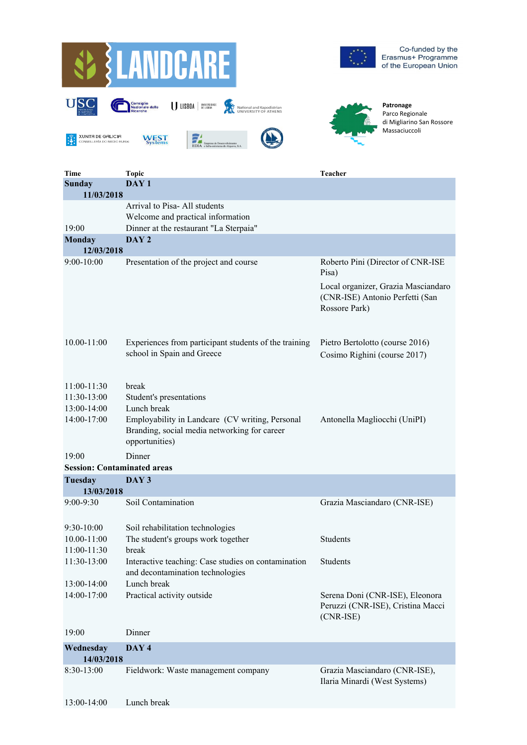# LANDCARE

Co-funded by the Erasmus+ Programme of the European Union

**Patronage**
Parco Regionale
di Migliarino San Rossore
Massaciuccoli

| Time | Topic | Teacher |
|---|---|---|
| **Sunday 11/03/2018** | **DAY 1** | |
| | Arrival to Pisa- All students | |
| | Welcome and practical information | |
| 19:00 | Dinner at the restaurant "La Sterpaia" | |
| **Monday 12/03/2018** | **DAY 2** | |
| 9:00-10:00 | Presentation of the project and course | Roberto Pini (Director of CNR-ISE Pisa)<br>Local organizer, Grazia Masciandaro (CNR-ISE) Antonio Perfetti (San Rossore Park) |
| 10.00-11:00 | Experiences from participant students of the training school in Spain and Greece | Pietro Bertolotto (course 2016)<br>Cosimo Righini (course 2017) |
| 11:00-11:30 | break | |
| 11:30-13:00 | Student's presentations | |
| 13:00-14:00 | Lunch break | |
| 14:00-17:00 | Employability in Landcare (CV writing, Personal Branding, social media networking for career opportunities) | Antonella Magliocchi (UniPI) |
| 19:00 | Dinner | |
| **Session: Contaminated areas** | | |
| **Tuesday 13/03/2018** | **DAY 3** | |
| 9:00-9:30 | Soil Contamination | Grazia Masciandaro (CNR-ISE) |
| 9:30-10:00 | Soil rehabilitation technologies | |
| 10.00-11:00 | The student's groups work together | Students |
| 11:00-11:30 | break | |
| 11:30-13:00 | Interactive teaching: Case studies on contamination and decontamination technologies | Students |
| 13:00-14:00 | Lunch break | |
| 14:00-17:00 | Practical activity outside | Serena Doni (CNR-ISE), Eleonora Peruzzi (CNR-ISE), Cristina Macci (CNR-ISE) |
| 19:00 | Dinner | |
| **Wednesday 14/03/2018** | **DAY 4** | |
| 8:30-13:00 | Fieldwork: Waste management company | Grazia Masciandaro (CNR-ISE), Ilaria Minardi (West Systems) |
| 13:00-14:00 | Lunch break | |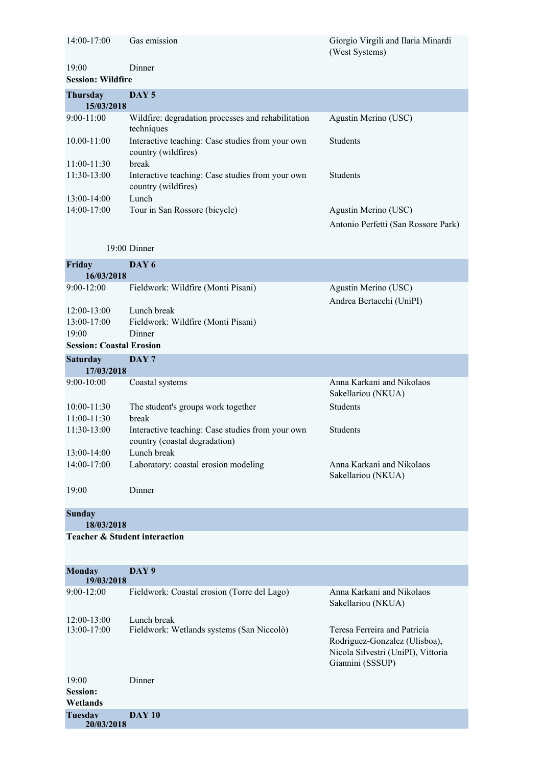| | | |
|---|---|---|
| 14:00-17:00 | Gas emission | Giorgio Virgili and Ilaria Minardi (West Systems) |
| 19:00 | Dinner | |
| **Session: Wildfire** | | |
| **Thursday 15/03/2018** | **DAY 5** | |
| 9:00-11:00 | Wildfire: degradation processes and rehabilitation techniques | Agustin Merino (USC) |
| 10.00-11:00 | Interactive teaching: Case studies from your own country (wildfires) | Students |
| 11:00-11:30 | break | |
| 11:30-13:00 | Interactive teaching: Case studies from your own country (wildfires) | Students |
| 13:00-14:00 | Lunch | |
| 14:00-17:00 | Tour in San Rossore (bicycle) | Agustin Merino (USC)<br>Antonio Perfetti (San Rossore Park) |
| 19:00 | Dinner | |
| **Friday 16/03/2018** | **DAY 6** | |
| 9:00-12:00 | Fieldwork: Wildfire (Monti Pisani) | Agustin Merino (USC)<br>Andrea Bertacchi (UniPI) |
| 12:00-13:00 | Lunch break | |
| 13:00-17:00 | Fieldwork: Wildfire (Monti Pisani) | |
| 19:00 | Dinner | |
| **Session: Coastal Erosion** | | |
| **Saturday 17/03/2018** | **DAY 7** | |
| 9:00-10:00 | Coastal systems | Anna Karkani and Nikolaos Sakellariou (NKUA) |
| 10:00-11:30 | The student's groups work together | Students |
| 11:00-11:30 | break | |
| 11:30-13:00 | Interactive teaching: Case studies from your own country (coastal degradation) | Students |
| 13:00-14:00 | Lunch break | |
| 14:00-17:00 | Laboratory: coastal erosion modeling | Anna Karkani and Nikolaos Sakellariou (NKUA) |
| 19:00 | Dinner | |
| **Sunday 18/03/2018** | | |
| **Teacher & Student interaction** | | |
| **Monday 19/03/2018** | **DAY 9** | |
| 9:00-12:00 | Fieldwork: Coastal erosion (Torre del Lago) | Anna Karkani and Nikolaos Sakellariou (NKUA) |
| 12:00-13:00 | Lunch break | |
| 13:00-17:00 | Fieldwork: Wetlands systems (San Niccolò) | Teresa Ferreira and Patricia Rodriguez-Gonzalez (Ulisboa), Nicola Silvestri (UniPI), Vittoria Giannini (SSSUP) |
| 19:00 | Dinner | |
| **Session: Wetlands** | | |
| **Tuesday 20/03/2018** | **DAY 10** | |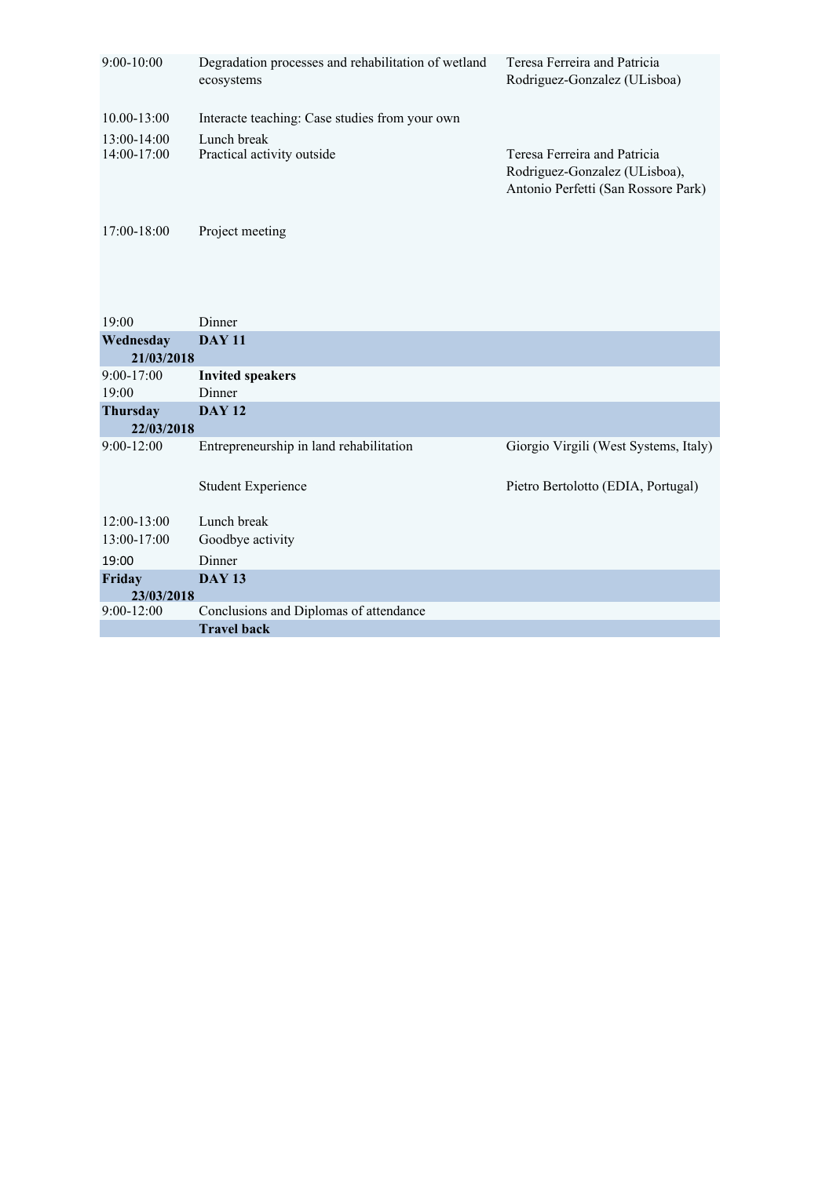| | | |
|---|---|---|
| 9:00-10:00 | Degradation processes and rehabilitation of wetland ecosystems | Teresa Ferreira and Patricia Rodriguez-Gonzalez (ULisboa) |
| 10.00-13:00 | Interacte teaching: Case studies from your own | |
| 13:00-14:00 | Lunch break | |
| 14:00-17:00 | Practical activity outside | Teresa Ferreira and Patricia Rodriguez-Gonzalez (ULisboa), Antonio Perfetti (San Rossore Park) |
| 17:00-18:00 | Project meeting | |
| 19:00 | Dinner | |
| **Wednesday 21/03/2018** | **DAY 11** | |
| 9:00-17:00 | **Invited speakers** | |
| 19:00 | Dinner | |
| **Thursday 22/03/2018** | **DAY 12** | |
| 9:00-12:00 | Entrepreneurship in land rehabilitation | Giorgio Virgili (West Systems, Italy) |
| | Student Experience | Pietro Bertolotto (EDIA, Portugal) |
| 12:00-13:00 | Lunch break | |
| 13:00-17:00 | Goodbye activity | |
| 19:00 | Dinner | |
| **Friday 23/03/2018** | **DAY 13** | |
| 9:00-12:00 | Conclusions and Diplomas of attendance | |
| | **Travel back** | |